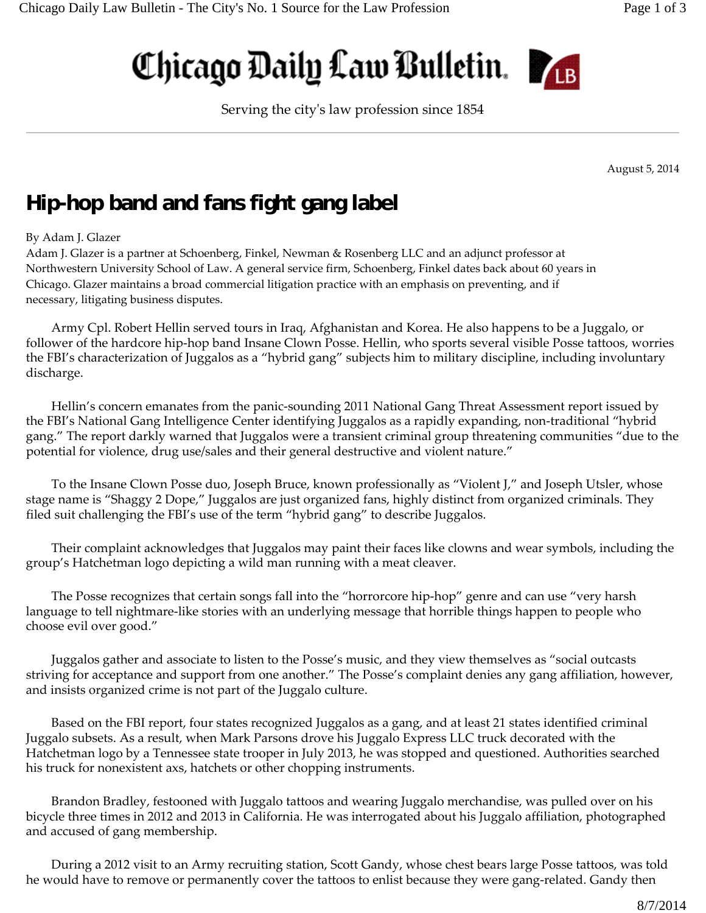# Chicago Daily Law Bulletin

Serving the city's law profession since 1854

August 5, 2014

## Hip-hop band and fans fight gang label

By Adam J. Glazer

Adam J. Glazer is a partner at Schoenberg, Finkel, Newman & Rosenberg LLC and an adjunct professor at Northwestern University School of Law. A general service firm, Schoenberg, Finkel dates back about 60 years in Chicago. Glazer maintains a broad commercial litigation practice with an emphasis on preventing, and if necessary, litigating business disputes.

Army Cpl. Robert Hellin served tours in Iraq, Afghanistan and Korea. He also happens to be a Juggalo, or follower of the hardcore hip-hop band Insane Clown Posse. Hellin, who sports several visible Posse tattoos, worries the FBI's characterization of Juggalos as a "hybrid gang" subjects him to military discipline, including involuntary discharge.

Hellin's concern emanates from the panic-sounding 2011 National Gang Threat Assessment report issued by the FBI's National Gang Intelligence Center identifying Juggalos as a rapidly expanding, non-traditional "hybrid gang." The report darkly warned that Juggalos were a transient criminal group threatening communities "due to the potential for violence, drug use/sales and their general destructive and violent nature."

To the Insane Clown Posse duo, Joseph Bruce, known professionally as "Violent J," and Joseph Utsler, whose stage name is "Shaggy 2 Dope," Juggalos are just organized fans, highly distinct from organized criminals. They filed suit challenging the FBI's use of the term "hybrid gang" to describe Juggalos.

Their complaint acknowledges that Juggalos may paint their faces like clowns and wear symbols, including the group's Hatchetman logo depicting a wild man running with a meat cleaver.

The Posse recognizes that certain songs fall into the "horrorcore hip-hop" genre and can use "very harsh language to tell nightmare-like stories with an underlying message that horrible things happen to people who choose evil over good."

Juggalos gather and associate to listen to the Posse's music, and they view themselves as "social outcasts striving for acceptance and support from one another." The Posse's complaint denies any gang affiliation, however, and insists organized crime is not part of the Juggalo culture.

Based on the FBI report, four states recognized Juggalos as a gang, and at least 21 states identified criminal Juggalo subsets. As a result, when Mark Parsons drove his Juggalo Express LLC truck decorated with the Hatchetman logo by a Tennessee state trooper in July 2013, he was stopped and questioned. Authorities searched his truck for nonexistent axs, hatchets or other chopping instruments.

Brandon Bradley, festooned with Juggalo tattoos and wearing Juggalo merchandise, was pulled over on his bicycle three times in 2012 and 2013 in California. He was interrogated about his Juggalo affiliation, photographed and accused of gang membership.

During a 2012 visit to an Army recruiting station, Scott Gandy, whose chest bears large Posse tattoos, was told he would have to remove or permanently cover the tattoos to enlist because they were gang-related. Gandy then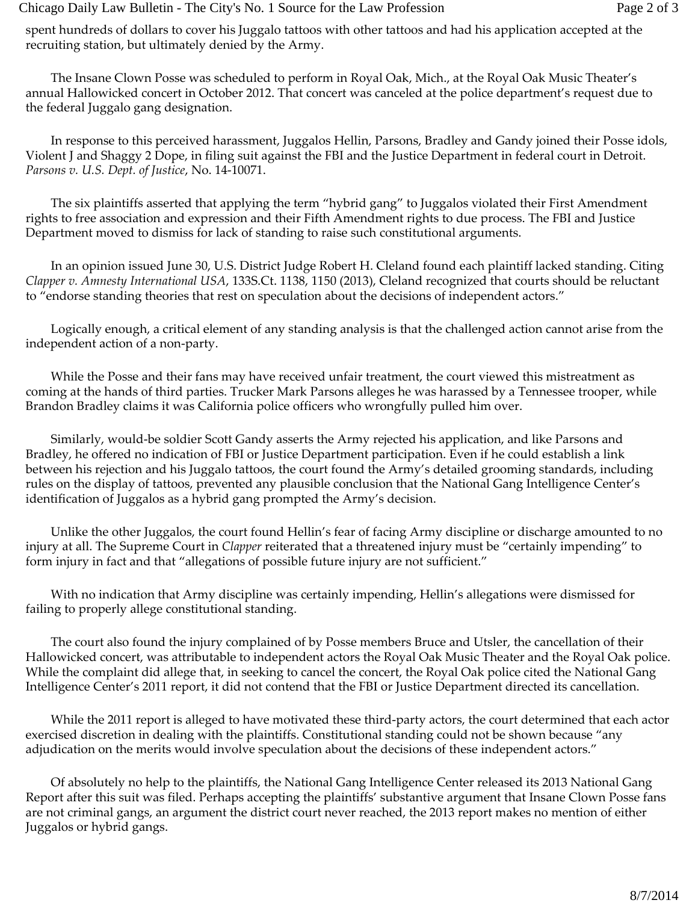spent hundreds of dollars to cover his Juggalo tattoos with other tattoos and had his application accepted at the recruiting station, but ultimately denied by the Army.

The Insane Clown Posse was scheduled to perform in Royal Oak, Mich., at the Royal Oak Music Theater's annual Hallowicked concert in October 2012. That concert was canceled at the police department's request due to the federal Juggalo gang designation.

In response to this perceived harassment, Juggalos Hellin, Parsons, Bradley and Gandy joined their Posse idols, Violent J and Shaggy 2 Dope, in filing suit against the FBI and the Justice Department in federal court in Detroit. *Parsons v. U.S. Dept. of Justice*, No. 14-10071.

The six plaintiffs asserted that applying the term "hybrid gang" to Juggalos violated their First Amendment rights to free association and expression and their Fifth Amendment rights to due process. The FBI and Justice Department moved to dismiss for lack of standing to raise such constitutional arguments.

In an opinion issued June 30, U.S. District Judge Robert H. Cleland found each plaintiff lacked standing. Citing *Clapper v. Amnesty International USA*, 133S.Ct. 1138, 1150 (2013), Cleland recognized that courts should be reluctant to "endorse standing theories that rest on speculation about the decisions of independent actors."

Logically enough, a critical element of any standing analysis is that the challenged action cannot arise from the independent action of a non-party.

While the Posse and their fans may have received unfair treatment, the court viewed this mistreatment as coming at the hands of third parties. Trucker Mark Parsons alleges he was harassed by a Tennessee trooper, while Brandon Bradley claims it was California police officers who wrongfully pulled him over.

Similarly, would-be soldier Scott Gandy asserts the Army rejected his application, and like Parsons and Bradley, he offered no indication of FBI or Justice Department participation. Even if he could establish a link between his rejection and his Juggalo tattoos, the court found the Army's detailed grooming standards, including rules on the display of tattoos, prevented any plausible conclusion that the National Gang Intelligence Center's identification of Juggalos as a hybrid gang prompted the Army's decision.

Unlike the other Juggalos, the court found Hellin's fear of facing Army discipline or discharge amounted to no injury at all. The Supreme Court in *Clapper* reiterated that a threatened injury must be "certainly impending" to form injury in fact and that "allegations of possible future injury are not sufficient."

With no indication that Army discipline was certainly impending, Hellin's allegations were dismissed for failing to properly allege constitutional standing.

The court also found the injury complained of by Posse members Bruce and Utsler, the cancellation of their Hallowicked concert, was attributable to independent actors the Royal Oak Music Theater and the Royal Oak police. While the complaint did allege that, in seeking to cancel the concert, the Royal Oak police cited the National Gang Intelligence Center's 2011 report, it did not contend that the FBI or Justice Department directed its cancellation.

While the 2011 report is alleged to have motivated these third-party actors, the court determined that each actor exercised discretion in dealing with the plaintiffs. Constitutional standing could not be shown because "any adjudication on the merits would involve speculation about the decisions of these independent actors."

Of absolutely no help to the plaintiffs, the National Gang Intelligence Center released its 2013 National Gang Report after this suit was filed. Perhaps accepting the plaintiffs' substantive argument that Insane Clown Posse fans are not criminal gangs, an argument the district court never reached, the 2013 report makes no mention of either Juggalos or hybrid gangs.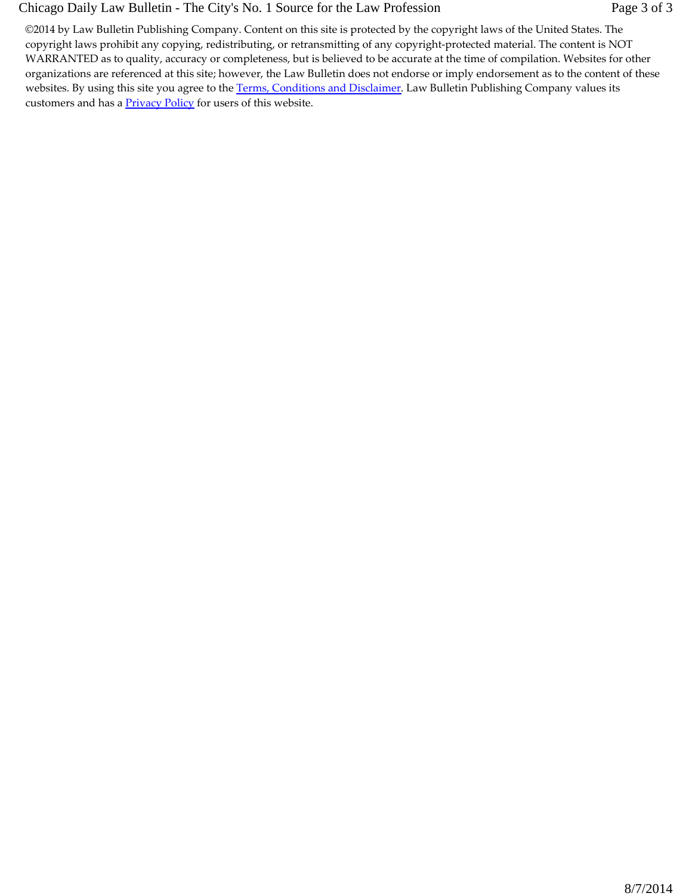©2014 by Law Bulletin Publishing Company. Content on this site is protected by the copyright laws of the United States. The copyright laws prohibit any copying, redistributing, or retransmitting of any copyright-protected material. The content is NOT WARRANTED as to quality, accuracy or completeness, but is believed to be accurate at the time of compilation. Websites for other organizations are referenced at this site; however, the Law Bulletin does not endorse or imply endorsement as to the content of these websites. By using this site you agree to the Terms, Conditions and Disclaimer. Law Bulletin Publishing Company values its customers and has a Privacy Policy for users of this website.